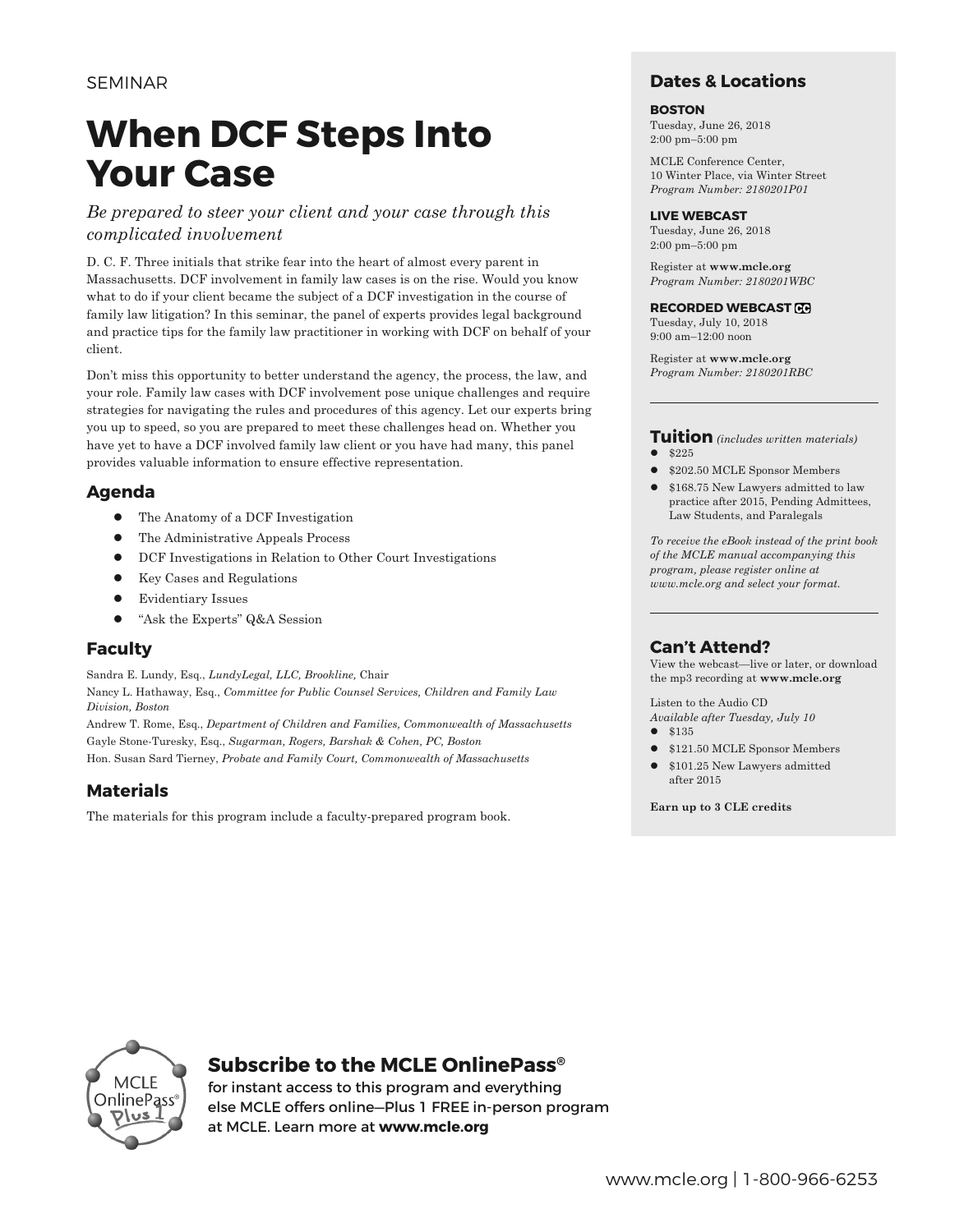SEMINAR

# When DCF Steps Into Your Case

*Be prepared to steer your client and your case through this complicated involvement*

D. C. F. Three initials that strike fear into the heart of almost every parent in Massachusetts. DCF involvement in family law cases is on the rise. Would you know what to do if your client became the subject of a DCF investigation in the course of family law litigation? In this seminar, the panel of experts provides legal background and practice tips for the family law practitioner in working with DCF on behalf of your client.

Don't miss this opportunity to better understand the agency, the process, the law, and your role. Family law cases with DCF involvement pose unique challenges and require strategies for navigating the rules and procedures of this agency. Let our experts bring you up to speed, so you are prepared to meet these challenges head on. Whether you have yet to have a DCF involved family law client or you have had many, this panel provides valuable information to ensure effective representation.

## Agenda

- The Anatomy of a DCF Investigation
- The Administrative Appeals Process
- DCF Investigations in Relation to Other Court Investigations
- Key Cases and Regulations
- Evidentiary Issues
- "Ask the Experts" Q&A Session

## Faculty

Sandra E. Lundy, Esq., *LundyLegal, LLC, Brookline,* Chair

Nancy L. Hathaway, Esq., *Committee for Public Counsel Services, Children and Family Law Division, Boston*

Andrew T. Rome, Esq., *Department of Children and Families, Commonwealth of Massachusetts*

Gayle Stone-Turesky, Esq., *Sugarman, Rogers, Barshak & Cohen, PC, Boston*

Hon. Susan Sard Tierney, *Probate and Family Court, Commonwealth of Massachusetts*

## Materials

The materials for this program include a faculty-prepared program book.

## Dates & Locations

**BOSTON**

Tuesday, June 26, 2018
2:00 pm–5:00 pm

MCLE Conference Center,
10 Winter Place, via Winter Street
*Program Number: 2180201P01*

**LIVE WEBCAST**

Tuesday, June 26, 2018
2:00 pm–5:00 pm

Register at **www.mcle.org**
*Program Number: 2180201WBC*

**RECORDED WEBCAST CC**

Tuesday, July 10, 2018
9:00 am–12:00 noon

Register at **www.mcle.org**
*Program Number: 2180201RBC*

## Tuition *(includes written materials)*

- $225
- $202.50 MCLE Sponsor Members
- $168.75 New Lawyers admitted to law practice after 2015, Pending Admittees, Law Students, and Paralegals

*To receive the eBook instead of the print book of the MCLE manual accompanying this program, please register online at www.mcle.org and select your format.*

## Can't Attend?

View the webcast—live or later, or download the mp3 recording at **www.mcle.org**

Listen to the Audio CD
*Available after Tuesday, July 10*

- $135
- $121.50 MCLE Sponsor Members
- $101.25 New Lawyers admitted after 2015

**Earn up to 3 CLE credits**

## Subscribe to the MCLE OnlinePass®

for instant access to this program and everything else MCLE offers online—Plus 1 FREE in-person program at MCLE. Learn more at **www.mcle.org**

www.mcle.org | 1-800-966-6253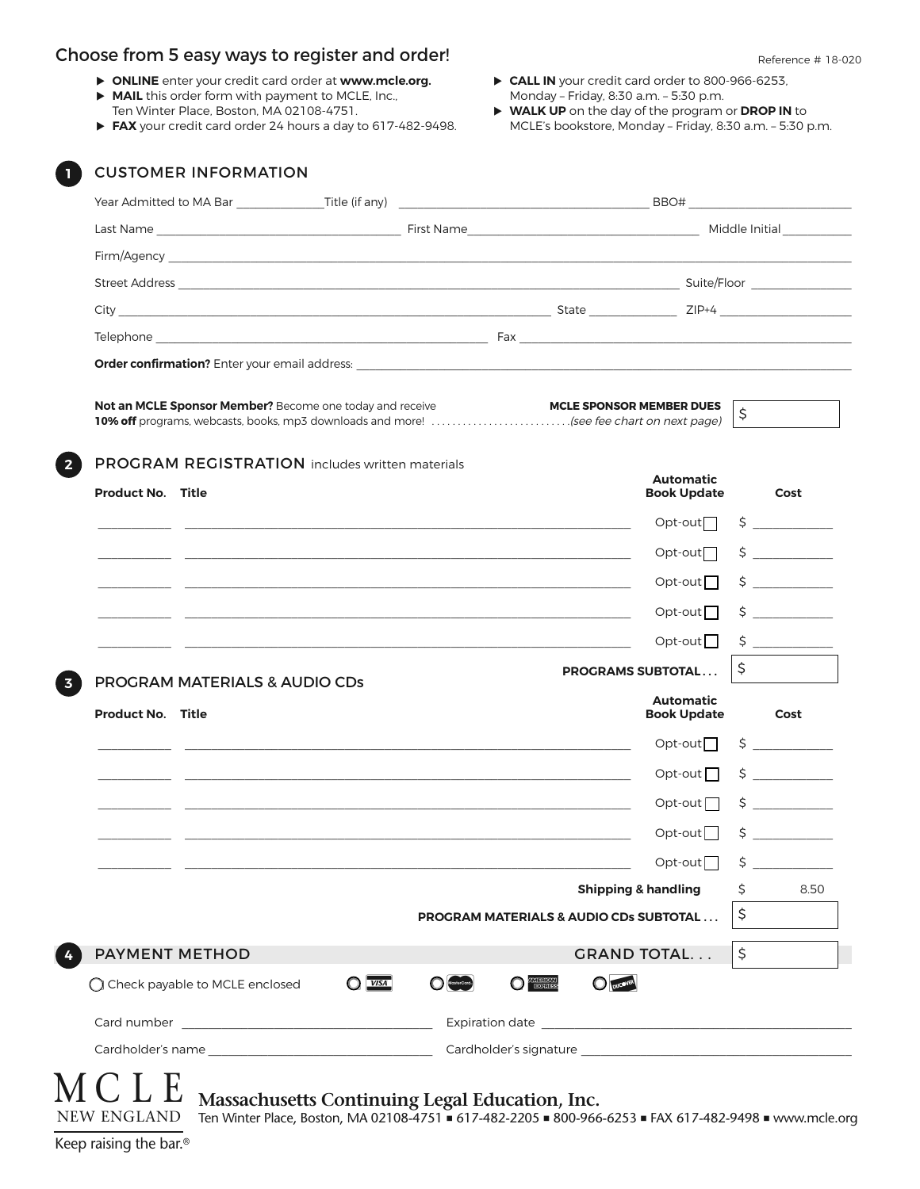## Choose from 5 easy ways to register and order!

Reference # 18-020

- **ONLINE** enter your credit card order at **www.mcle.org.**
- **MAIL** this order form with payment to MCLE, Inc., Ten Winter Place, Boston, MA 02108-4751.
- **FAX** your credit card order 24 hours a day to 617-482-9498.
- **CALL IN** your credit card order to 800-966-6253, Monday – Friday, 8:30 a.m. – 5:30 p.m.
- **WALK UP** on the day of the program or **DROP IN** to MCLE's bookstore, Monday – Friday, 8:30 a.m. – 5:30 p.m.

### 1 CUSTOMER INFORMATION

Year Admitted to MA Bar ____________ Title (if any) ______________________ BBO# ______________

Last Name ______________________ First Name ______________________ Middle Initial ________

Firm/Agency ______________________________________________

Street Address ______________________________________ Suite/Floor ____________

City ______________________________ State ____________ ZIP+4 ______________

Telephone ______________________________ Fax ______________________________

**Order confirmation?** Enter your email address: ______________________________

**Not an MCLE Sponsor Member?** Become one today and receive **10% off** programs, webcasts, books, mp3 downloads and more! .......................... *(see fee chart on next page)* **MCLE SPONSOR MEMBER DUES** $ ________

### 2 PROGRAM REGISTRATION includes written materials

| Product No. | Title | Automatic Book Update | Cost |
|---|---|---|---|
| ________ | ______________________________ | Opt-out ☐ | $ ________ |
| ________ | ______________________________ | Opt-out ☐ | $ ________ |
| ________ | ______________________________ | Opt-out ☐ | $ ________ |
| ________ | ______________________________ | Opt-out ☐ | $ ________ |
| ________ | ______________________________ | Opt-out ☐ | $ ________ |
| | | **PROGRAMS SUBTOTAL . . .** | $ |

### 3 PROGRAM MATERIALS & AUDIO CDs

| Product No. | Title | Automatic Book Update | Cost |
|---|---|---|---|
| ________ | ______________________________ | Opt-out ☐ | $ ________ |
| ________ | ______________________________ | Opt-out ☐ | $ ________ |
| ________ | ______________________________ | Opt-out ☐ | $ ________ |
| ________ | ______________________________ | Opt-out ☐ | $ ________ |
| ________ | ______________________________ | Opt-out ☐ | $ ________ |
| | | **Shipping & handling** | $ 8.50 |
| | | **PROGRAM MATERIALS & AUDIO CDs SUBTOTAL . . .** | $ |

### 4 PAYMENT METHOD

**GRAND TOTAL. . .** $ ________

○ Check payable to MCLE enclosed ○ VISA ○ MasterCard ○ American Express ○ Discover

Card number ______________________________ Expiration date ______________________________

Cardholder's name ______________________________ Cardholder's signature ______________________________

**MCLE NEW ENGLAND**

**Massachusetts Continuing Legal Education, Inc.**

Ten Winter Place, Boston, MA 02108-4751 ■ 617-482-2205 ■ 800-966-6253 ■ FAX 617-482-9498 ■ www.mcle.org

Keep raising the bar.®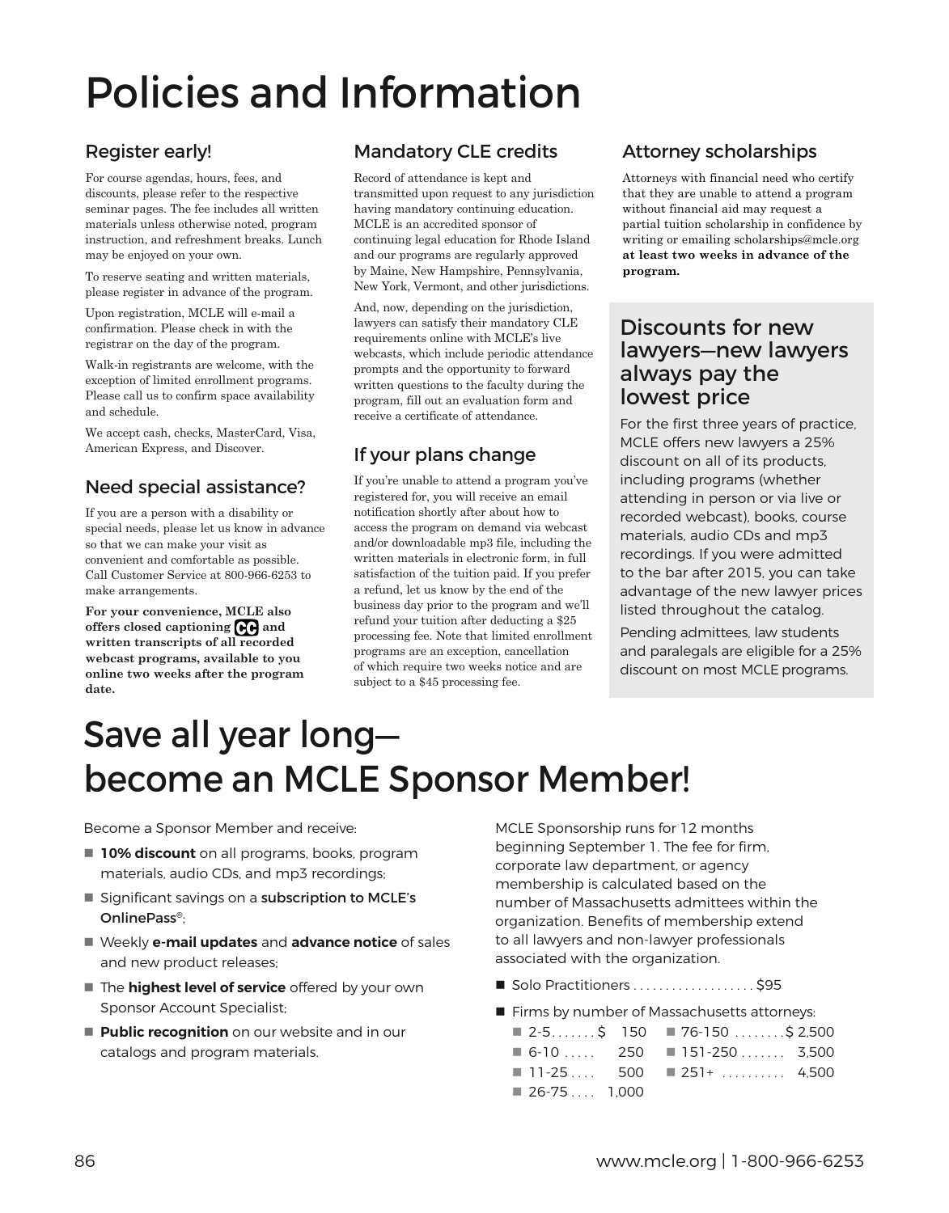// Page 3 of 3 — MCLE catalog "Policies and Information" page (multi-column layout merged into single-column reading order)

# Policies and Information

## Register early!

For course agendas, hours, fees, and discounts, please refer to the respective seminar pages. The fee includes all written materials unless otherwise noted, program instruction, and refreshment breaks. Lunch may be enjoyed on your own.

To reserve seating and written materials, please register in advance of the program.

Upon registration, MCLE will e-mail a confirmation. Please check in with the registrar on the day of the program.

Walk-in registrants are welcome, with the exception of limited enrollment programs. Please call us to confirm space availability and schedule.

We accept cash, checks, MasterCard, Visa, American Express, and Discover.

## Need special assistance?

If you are a person with a disability or special needs, please let us know in advance so that we can make your visit as convenient and comfortable as possible. Call Customer Service at 800-966-6253 to make arrangements.

**For your convenience, MCLE also offers closed captioning CC and written transcripts of all recorded webcast programs, available to you online two weeks after the program date.**

## Mandatory CLE credits

Record of attendance is kept and transmitted upon request to any jurisdiction having mandatory continuing education. MCLE is an accredited sponsor of continuing legal education for Rhode Island and our programs are regularly approved by Maine, New Hampshire, Pennsylvania, New York, Vermont, and other jurisdictions.

And, now, depending on the jurisdiction, lawyers can satisfy their mandatory CLE requirements online with MCLE's live webcasts, which include periodic attendance prompts and the opportunity to forward written questions to the faculty during the program, fill out an evaluation form and receive a certificate of attendance.

## If your plans change

If you're unable to attend a program you've registered for, you will receive an email notification shortly after about how to access the program on demand via webcast and/or downloadable mp3 file, including the written materials in electronic form, in full satisfaction of the tuition paid. If you prefer a refund, let us know by the end of the business day prior to the program and we'll refund your tuition after deducting a $25 processing fee. Note that limited enrollment programs are an exception, cancellation of which require two weeks notice and are subject to a $45 processing fee.

## Attorney scholarships

Attorneys with financial need who certify that they are unable to attend a program without financial aid may request a partial tuition scholarship in confidence by writing or emailing scholarships@mcle.org **at least two weeks in advance of the program.**

## Discounts for new lawyers—new lawyers always pay the lowest price

For the first three years of practice, MCLE offers new lawyers a 25% discount on all of its products, including programs (whether attending in person or via live or recorded webcast), books, course materials, audio CDs and mp3 recordings. If you were admitted to the bar after 2015, you can take advantage of the new lawyer prices listed throughout the catalog.

Pending admittees, law students and paralegals are eligible for a 25% discount on most MCLE programs.

# Save all year long—become an MCLE Sponsor Member!

Become a Sponsor Member and receive:

- **10% discount** on all programs, books, program materials, audio CDs, and mp3 recordings;
- Significant savings on a **subscription to MCLE's OnlinePass®**;
- Weekly **e-mail updates** and **advance notice** of sales and new product releases;
- The **highest level of service** offered by your own Sponsor Account Specialist;
- **Public recognition** on our website and in our catalogs and program materials.

MCLE Sponsorship runs for 12 months beginning September 1. The fee for firm, corporate law department, or agency membership is calculated based on the number of Massachusetts admittees within the organization. Benefits of membership extend to all lawyers and non-lawyer professionals associated with the organization.

- Solo Practitioners .................... $95
- Firms by number of Massachusetts attorneys:
  - 2-5 ....... $ 150
  - 6-10 ..... 250
  - 11-25 .... 500
  - 26-75 .... 1,000
  - 76-150 ........ $ 2,500
  - 151-250 ....... 3,500
  - 251+ .......... 4,500